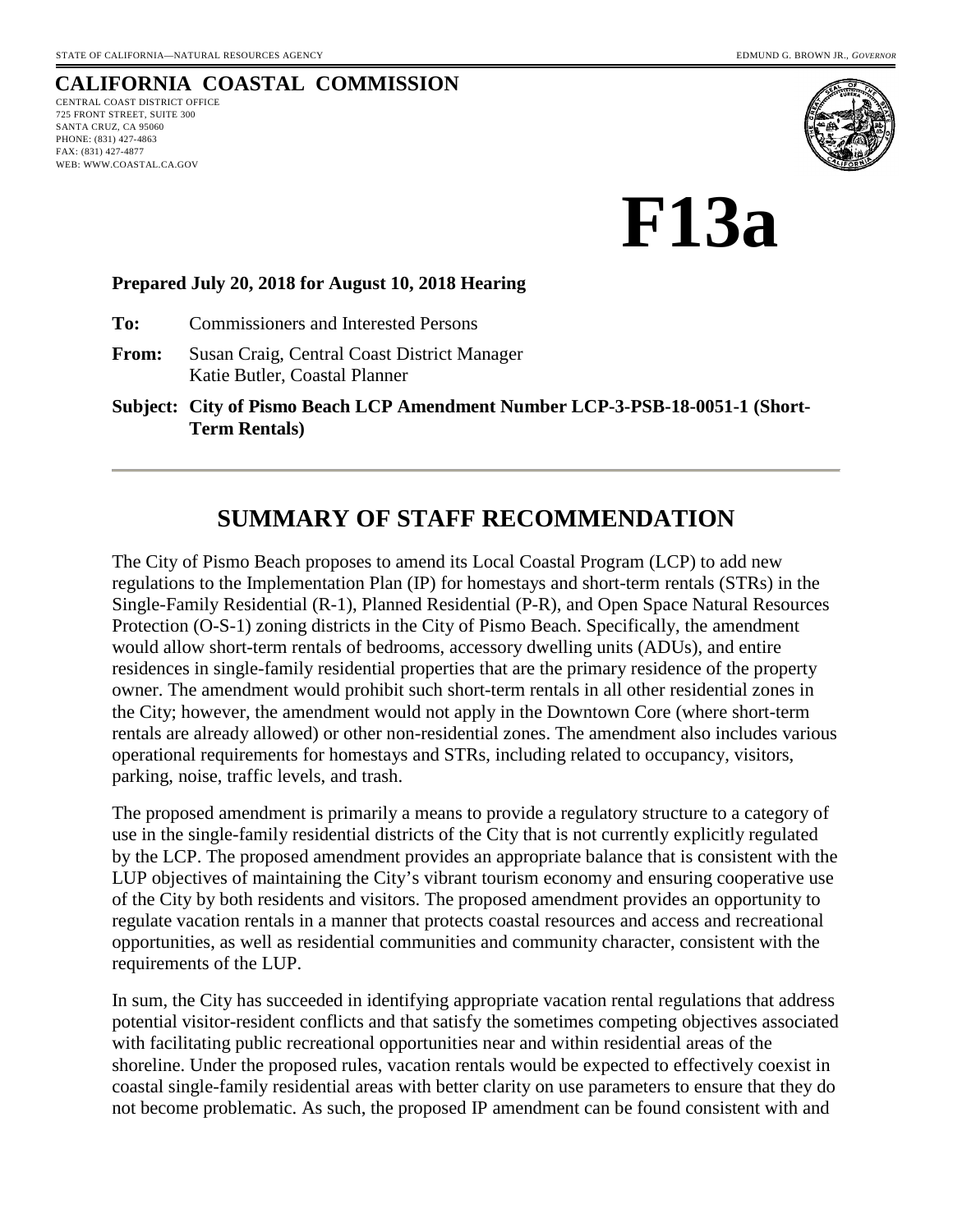STATE OF CALIFORNIA—NATURAL RESOURCES AGENCY EDMUND G. BROWN JR., *GOVERNOR*

## CALIFORNIA COASTAL COMMISSION

CENTRAL COAST DISTRICT OFFICE
725 FRONT STREET, SUITE 300
SANTA CRUZ, CA 95060
PHONE: (831) 427-4863
FAX: (831) 427-4877
WEB: WWW.COASTAL.CA.GOV

# F13a

**Prepared July 20, 2018 for August 10, 2018 Hearing**

**To:** Commissioners and Interested Persons

**From:** Susan Craig, Central Coast District Manager
Katie Butler, Coastal Planner

**Subject: City of Pismo Beach LCP Amendment Number LCP-3-PSB-18-0051-1 (Short-Term Rentals)**

---

## SUMMARY OF STAFF RECOMMENDATION

The City of Pismo Beach proposes to amend its Local Coastal Program (LCP) to add new regulations to the Implementation Plan (IP) for homestays and short-term rentals (STRs) in the Single-Family Residential (R-1), Planned Residential (P-R), and Open Space Natural Resources Protection (O-S-1) zoning districts in the City of Pismo Beach. Specifically, the amendment would allow short-term rentals of bedrooms, accessory dwelling units (ADUs), and entire residences in single-family residential properties that are the primary residence of the property owner. The amendment would prohibit such short-term rentals in all other residential zones in the City; however, the amendment would not apply in the Downtown Core (where short-term rentals are already allowed) or other non-residential zones. The amendment also includes various operational requirements for homestays and STRs, including related to occupancy, visitors, parking, noise, traffic levels, and trash.

The proposed amendment is primarily a means to provide a regulatory structure to a category of use in the single-family residential districts of the City that is not currently explicitly regulated by the LCP. The proposed amendment provides an appropriate balance that is consistent with the LUP objectives of maintaining the City's vibrant tourism economy and ensuring cooperative use of the City by both residents and visitors. The proposed amendment provides an opportunity to regulate vacation rentals in a manner that protects coastal resources and access and recreational opportunities, as well as residential communities and community character, consistent with the requirements of the LUP.

In sum, the City has succeeded in identifying appropriate vacation rental regulations that address potential visitor-resident conflicts and that satisfy the sometimes competing objectives associated with facilitating public recreational opportunities near and within residential areas of the shoreline. Under the proposed rules, vacation rentals would be expected to effectively coexist in coastal single-family residential areas with better clarity on use parameters to ensure that they do not become problematic. As such, the proposed IP amendment can be found consistent with and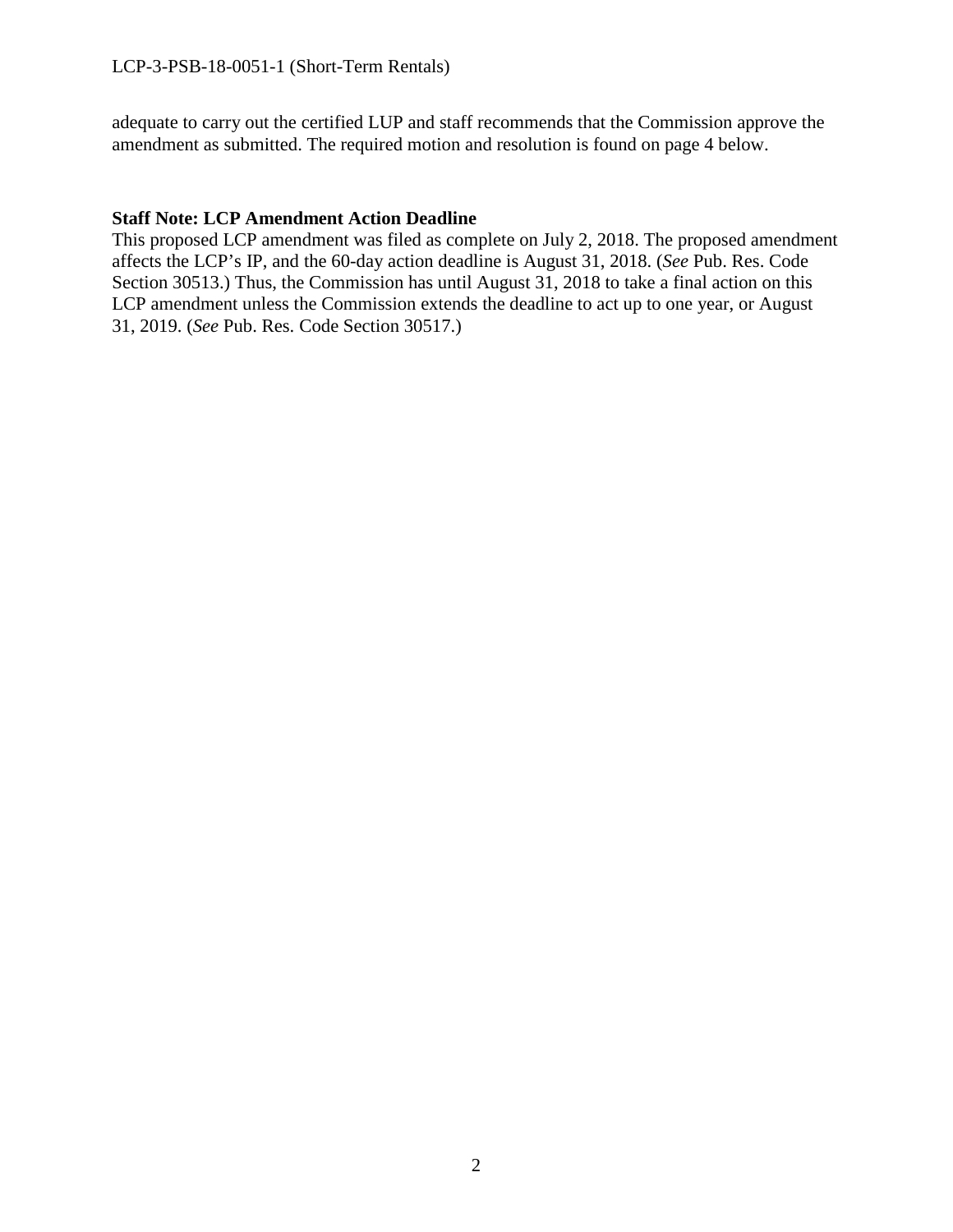adequate to carry out the certified LUP and staff recommends that the Commission approve the amendment as submitted. The required motion and resolution is found on page 4 below.

**Staff Note: LCP Amendment Action Deadline**
This proposed LCP amendment was filed as complete on July 2, 2018. The proposed amendment affects the LCP's IP, and the 60-day action deadline is August 31, 2018. (*See* Pub. Res. Code Section 30513.) Thus, the Commission has until August 31, 2018 to take a final action on this LCP amendment unless the Commission extends the deadline to act up to one year, or August 31, 2019. (*See* Pub. Res. Code Section 30517.)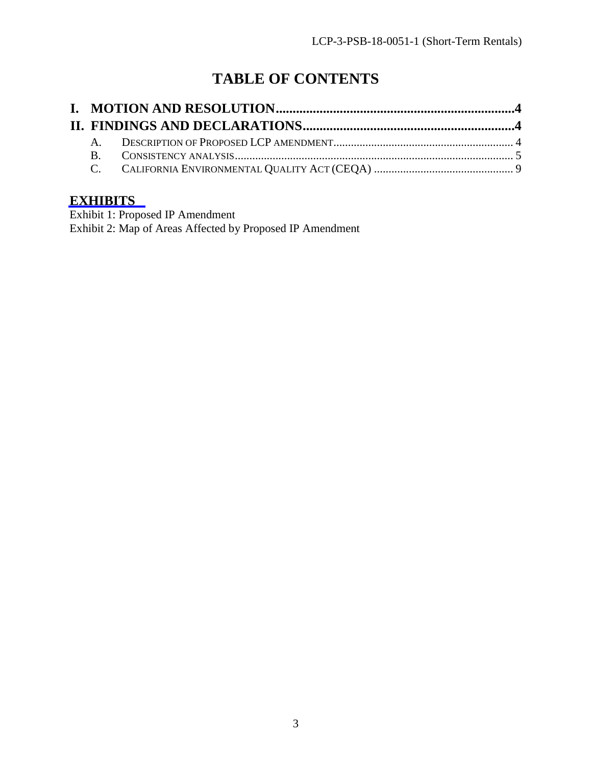# TABLE OF CONTENTS

**I. MOTION AND RESOLUTION......................................................................4**

**II. FINDINGS AND DECLARATIONS..............................................................4**

A. DESCRIPTION OF PROPOSED LCP AMENDMENT............................................................. 4

B. CONSISTENCY ANALYSIS............................................................................................... 5

C. CALIFORNIA ENVIRONMENTAL QUALITY ACT (CEQA) ................................................ 9

## EXHIBITS

Exhibit 1: Proposed IP Amendment

Exhibit 2: Map of Areas Affected by Proposed IP Amendment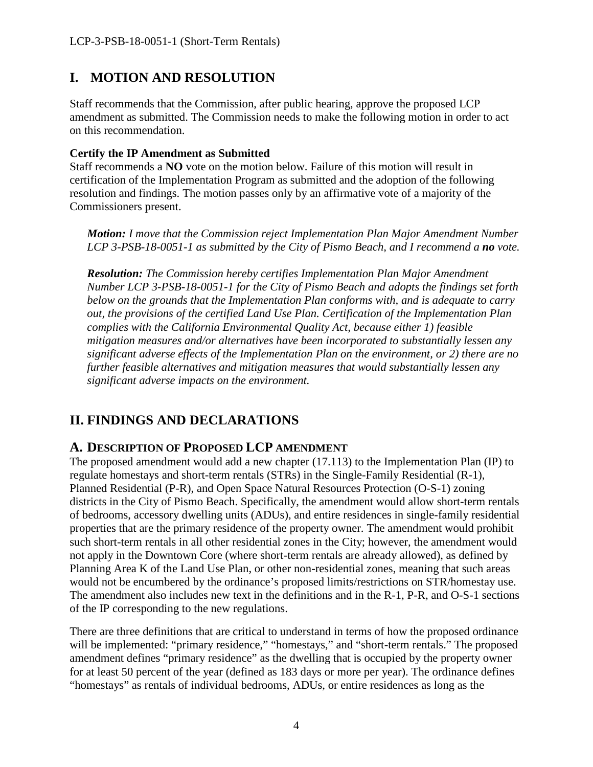## I. MOTION AND RESOLUTION

Staff recommends that the Commission, after public hearing, approve the proposed LCP amendment as submitted. The Commission needs to make the following motion in order to act on this recommendation.

**Certify the IP Amendment as Submitted**
Staff recommends a **NO** vote on the motion below. Failure of this motion will result in certification of the Implementation Program as submitted and the adoption of the following resolution and findings. The motion passes only by an affirmative vote of a majority of the Commissioners present.

> ***Motion:*** *I move that the Commission reject Implementation Plan Major Amendment Number LCP 3-PSB-18-0051-1 as submitted by the City of Pismo Beach, and I recommend a **no** vote.*
>
> ***Resolution:*** *The Commission hereby certifies Implementation Plan Major Amendment Number LCP 3-PSB-18-0051-1 for the City of Pismo Beach and adopts the findings set forth below on the grounds that the Implementation Plan conforms with, and is adequate to carry out, the provisions of the certified Land Use Plan. Certification of the Implementation Plan complies with the California Environmental Quality Act, because either 1) feasible mitigation measures and/or alternatives have been incorporated to substantially lessen any significant adverse effects of the Implementation Plan on the environment, or 2) there are no further feasible alternatives and mitigation measures that would substantially lessen any significant adverse impacts on the environment.*

## II. FINDINGS AND DECLARATIONS

### A. DESCRIPTION OF PROPOSED LCP AMENDMENT

The proposed amendment would add a new chapter (17.113) to the Implementation Plan (IP) to regulate homestays and short-term rentals (STRs) in the Single-Family Residential (R-1), Planned Residential (P-R), and Open Space Natural Resources Protection (O-S-1) zoning districts in the City of Pismo Beach. Specifically, the amendment would allow short-term rentals of bedrooms, accessory dwelling units (ADUs), and entire residences in single-family residential properties that are the primary residence of the property owner. The amendment would prohibit such short-term rentals in all other residential zones in the City; however, the amendment would not apply in the Downtown Core (where short-term rentals are already allowed), as defined by Planning Area K of the Land Use Plan, or other non-residential zones, meaning that such areas would not be encumbered by the ordinance's proposed limits/restrictions on STR/homestay use. The amendment also includes new text in the definitions and in the R-1, P-R, and O-S-1 sections of the IP corresponding to the new regulations.

There are three definitions that are critical to understand in terms of how the proposed ordinance will be implemented: "primary residence," "homestays," and "short-term rentals." The proposed amendment defines "primary residence" as the dwelling that is occupied by the property owner for at least 50 percent of the year (defined as 183 days or more per year). The ordinance defines "homestays" as rentals of individual bedrooms, ADUs, or entire residences as long as the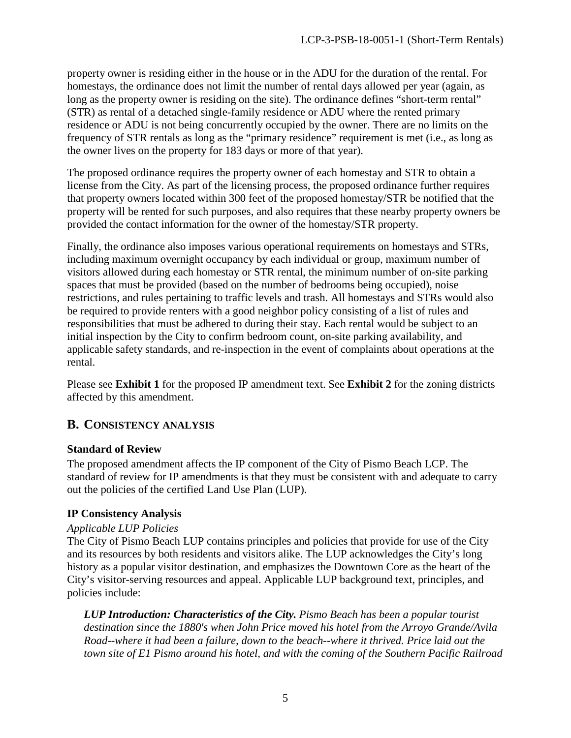property owner is residing either in the house or in the ADU for the duration of the rental. For homestays, the ordinance does not limit the number of rental days allowed per year (again, as long as the property owner is residing on the site). The ordinance defines "short-term rental" (STR) as rental of a detached single-family residence or ADU where the rented primary residence or ADU is not being concurrently occupied by the owner. There are no limits on the frequency of STR rentals as long as the "primary residence" requirement is met (i.e., as long as the owner lives on the property for 183 days or more of that year).

The proposed ordinance requires the property owner of each homestay and STR to obtain a license from the City. As part of the licensing process, the proposed ordinance further requires that property owners located within 300 feet of the proposed homestay/STR be notified that the property will be rented for such purposes, and also requires that these nearby property owners be provided the contact information for the owner of the homestay/STR property.

Finally, the ordinance also imposes various operational requirements on homestays and STRs, including maximum overnight occupancy by each individual or group, maximum number of visitors allowed during each homestay or STR rental, the minimum number of on-site parking spaces that must be provided (based on the number of bedrooms being occupied), noise restrictions, and rules pertaining to traffic levels and trash. All homestays and STRs would also be required to provide renters with a good neighbor policy consisting of a list of rules and responsibilities that must be adhered to during their stay. Each rental would be subject to an initial inspection by the City to confirm bedroom count, on-site parking availability, and applicable safety standards, and re-inspection in the event of complaints about operations at the rental.

Please see **Exhibit 1** for the proposed IP amendment text. See **Exhibit 2** for the zoning districts affected by this amendment.

## B. CONSISTENCY ANALYSIS

### Standard of Review

The proposed amendment affects the IP component of the City of Pismo Beach LCP. The standard of review for IP amendments is that they must be consistent with and adequate to carry out the policies of the certified Land Use Plan (LUP).

### IP Consistency Analysis

*Applicable LUP Policies*

The City of Pismo Beach LUP contains principles and policies that provide for use of the City and its resources by both residents and visitors alike. The LUP acknowledges the City's long history as a popular visitor destination, and emphasizes the Downtown Core as the heart of the City's visitor-serving resources and appeal. Applicable LUP background text, principles, and policies include:

> ***LUP Introduction: Characteristics of the City.*** *Pismo Beach has been a popular tourist destination since the 1880's when John Price moved his hotel from the Arroyo Grande/Avila Road--where it had been a failure, down to the beach--where it thrived. Price laid out the town site of E1 Pismo around his hotel, and with the coming of the Southern Pacific Railroad*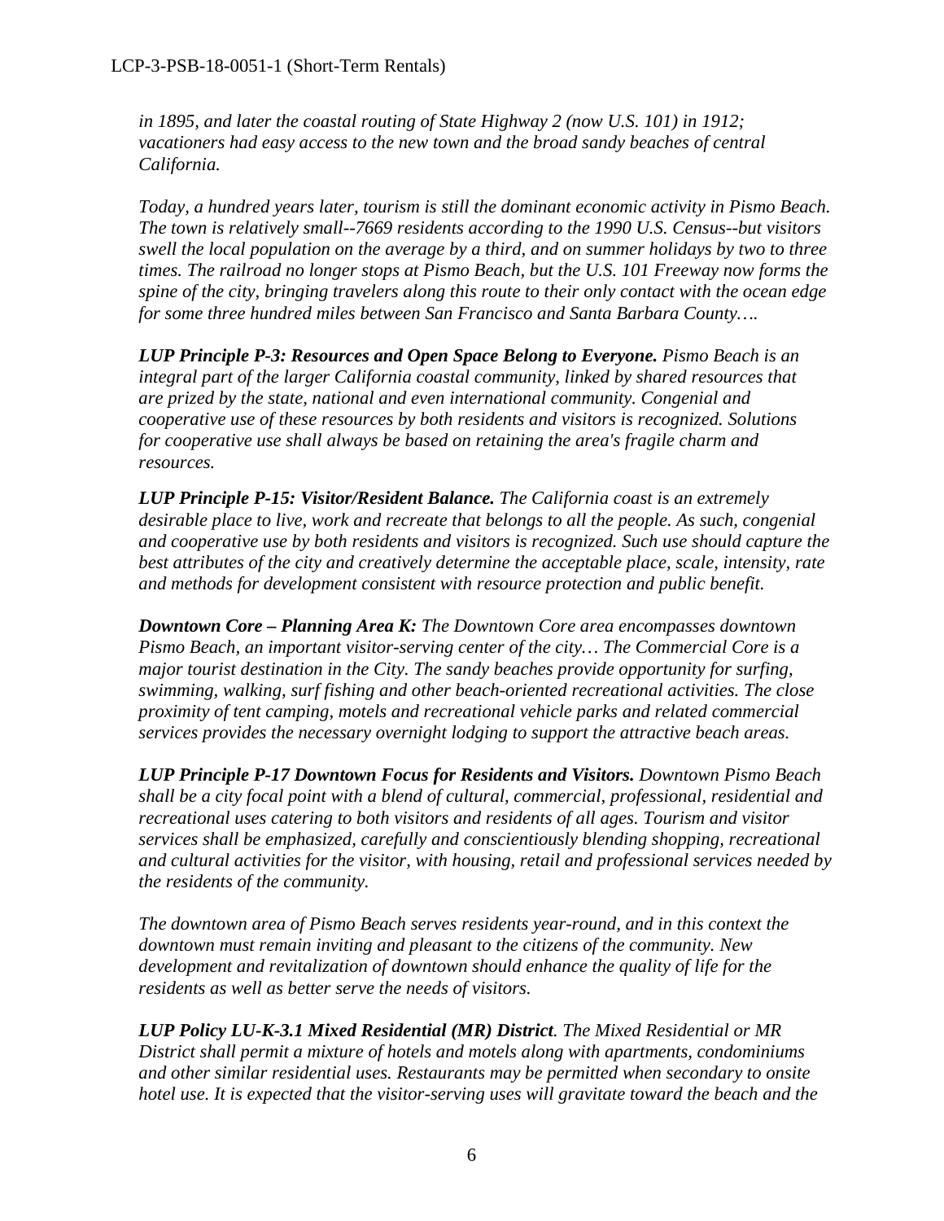*in 1895, and later the coastal routing of State Highway 2 (now U.S. 101) in 1912; vacationers had easy access to the new town and the broad sandy beaches of central California.*

*Today, a hundred years later, tourism is still the dominant economic activity in Pismo Beach. The town is relatively small--7669 residents according to the 1990 U.S. Census--but visitors swell the local population on the average by a third, and on summer holidays by two to three times. The railroad no longer stops at Pismo Beach, but the U.S. 101 Freeway now forms the spine of the city, bringing travelers along this route to their only contact with the ocean edge for some three hundred miles between San Francisco and Santa Barbara County….*

***LUP Principle P-3: Resources and Open Space Belong to Everyone.*** *Pismo Beach is an integral part of the larger California coastal community, linked by shared resources that are prized by the state, national and even international community. Congenial and cooperative use of these resources by both residents and visitors is recognized. Solutions for cooperative use shall always be based on retaining the area's fragile charm and resources.*

***LUP Principle P-15: Visitor/Resident Balance.*** *The California coast is an extremely desirable place to live, work and recreate that belongs to all the people. As such, congenial and cooperative use by both residents and visitors is recognized. Such use should capture the best attributes of the city and creatively determine the acceptable place, scale, intensity, rate and methods for development consistent with resource protection and public benefit.*

***Downtown Core – Planning Area K:*** *The Downtown Core area encompasses downtown Pismo Beach, an important visitor-serving center of the city… The Commercial Core is a major tourist destination in the City. The sandy beaches provide opportunity for surfing, swimming, walking, surf fishing and other beach-oriented recreational activities. The close proximity of tent camping, motels and recreational vehicle parks and related commercial services provides the necessary overnight lodging to support the attractive beach areas.*

***LUP Principle P-17 Downtown Focus for Residents and Visitors.*** *Downtown Pismo Beach shall be a city focal point with a blend of cultural, commercial, professional, residential and recreational uses catering to both visitors and residents of all ages. Tourism and visitor services shall be emphasized, carefully and conscientiously blending shopping, recreational and cultural activities for the visitor, with housing, retail and professional services needed by the residents of the community.*

*The downtown area of Pismo Beach serves residents year-round, and in this context the downtown must remain inviting and pleasant to the citizens of the community. New development and revitalization of downtown should enhance the quality of life for the residents as well as better serve the needs of visitors.*

***LUP Policy LU-K-3.1 Mixed Residential (MR) District****. The Mixed Residential or MR District shall permit a mixture of hotels and motels along with apartments, condominiums and other similar residential uses. Restaurants may be permitted when secondary to onsite hotel use. It is expected that the visitor-serving uses will gravitate toward the beach and the*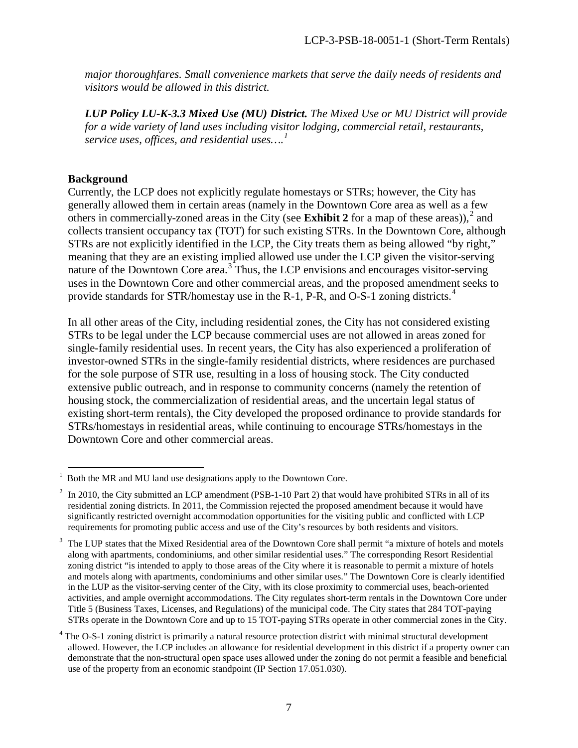*major thoroughfares. Small convenience markets that serve the daily needs of residents and visitors would be allowed in this district.*

***LUP Policy LU-K-3.3 Mixed Use (MU) District.*** *The Mixed Use or MU District will provide for a wide variety of land uses including visitor lodging, commercial retail, restaurants, service uses, offices, and residential uses….*[1]

**Background**

Currently, the LCP does not explicitly regulate homestays or STRs; however, the City has generally allowed them in certain areas (namely in the Downtown Core area as well as a few others in commercially-zoned areas in the City (see **Exhibit 2** for a map of these areas)),[2] and collects transient occupancy tax (TOT) for such existing STRs. In the Downtown Core, although STRs are not explicitly identified in the LCP, the City treats them as being allowed "by right," meaning that they are an existing implied allowed use under the LCP given the visitor-serving nature of the Downtown Core area.[3] Thus, the LCP envisions and encourages visitor-serving uses in the Downtown Core and other commercial areas, and the proposed amendment seeks to provide standards for STR/homestay use in the R-1, P-R, and O-S-1 zoning districts.[4]

In all other areas of the City, including residential zones, the City has not considered existing STRs to be legal under the LCP because commercial uses are not allowed in areas zoned for single-family residential uses. In recent years, the City has also experienced a proliferation of investor-owned STRs in the single-family residential districts, where residences are purchased for the sole purpose of STR use, resulting in a loss of housing stock. The City conducted extensive public outreach, and in response to community concerns (namely the retention of housing stock, the commercialization of residential areas, and the uncertain legal status of existing short-term rentals), the City developed the proposed ordinance to provide standards for STRs/homestays in residential areas, while continuing to encourage STRs/homestays in the Downtown Core and other commercial areas.

---

[1] Both the MR and MU land use designations apply to the Downtown Core.

[2] In 2010, the City submitted an LCP amendment (PSB-1-10 Part 2) that would have prohibited STRs in all of its residential zoning districts. In 2011, the Commission rejected the proposed amendment because it would have significantly restricted overnight accommodation opportunities for the visiting public and conflicted with LCP requirements for promoting public access and use of the City's resources by both residents and visitors.

[3] The LUP states that the Mixed Residential area of the Downtown Core shall permit "a mixture of hotels and motels along with apartments, condominiums, and other similar residential uses." The corresponding Resort Residential zoning district "is intended to apply to those areas of the City where it is reasonable to permit a mixture of hotels and motels along with apartments, condominiums and other similar uses." The Downtown Core is clearly identified in the LUP as the visitor-serving center of the City, with its close proximity to commercial uses, beach-oriented activities, and ample overnight accommodations. The City regulates short-term rentals in the Downtown Core under Title 5 (Business Taxes, Licenses, and Regulations) of the municipal code. The City states that 284 TOT-paying STRs operate in the Downtown Core and up to 15 TOT-paying STRs operate in other commercial zones in the City.

[4] The O-S-1 zoning district is primarily a natural resource protection district with minimal structural development allowed. However, the LCP includes an allowance for residential development in this district if a property owner can demonstrate that the non-structural open space uses allowed under the zoning do not permit a feasible and beneficial use of the property from an economic standpoint (IP Section 17.051.030).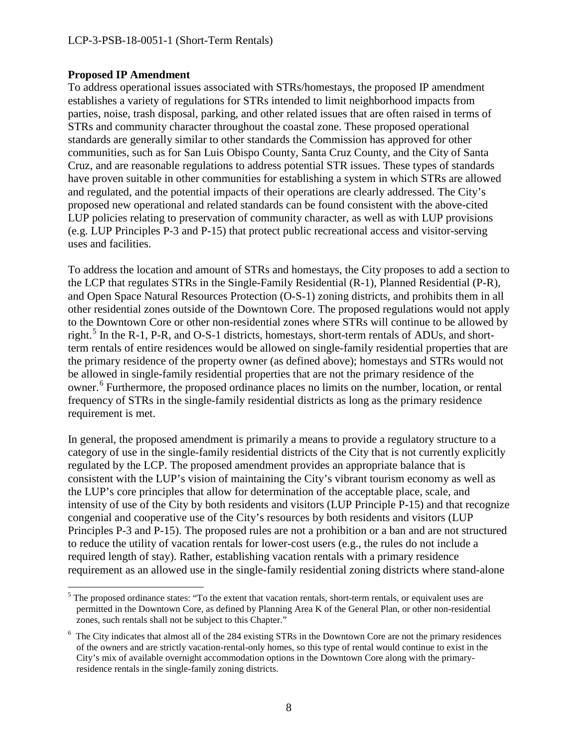**Proposed IP Amendment**

To address operational issues associated with STRs/homestays, the proposed IP amendment establishes a variety of regulations for STRs intended to limit neighborhood impacts from parties, noise, trash disposal, parking, and other related issues that are often raised in terms of STRs and community character throughout the coastal zone. These proposed operational standards are generally similar to other standards the Commission has approved for other communities, such as for San Luis Obispo County, Santa Cruz County, and the City of Santa Cruz, and are reasonable regulations to address potential STR issues. These types of standards have proven suitable in other communities for establishing a system in which STRs are allowed and regulated, and the potential impacts of their operations are clearly addressed. The City's proposed new operational and related standards can be found consistent with the above-cited LUP policies relating to preservation of community character, as well as with LUP provisions (e.g. LUP Principles P-3 and P-15) that protect public recreational access and visitor-serving uses and facilities.

To address the location and amount of STRs and homestays, the City proposes to add a section to the LCP that regulates STRs in the Single-Family Residential (R-1), Planned Residential (P-R), and Open Space Natural Resources Protection (O-S-1) zoning districts, and prohibits them in all other residential zones outside of the Downtown Core. The proposed regulations would not apply to the Downtown Core or other non-residential zones where STRs will continue to be allowed by right.[5] In the R-1, P-R, and O-S-1 districts, homestays, short-term rentals of ADUs, and short-term rentals of entire residences would be allowed on single-family residential properties that are the primary residence of the property owner (as defined above); homestays and STRs would not be allowed in single-family residential properties that are not the primary residence of the owner.[6] Furthermore, the proposed ordinance places no limits on the number, location, or rental frequency of STRs in the single-family residential districts as long as the primary residence requirement is met.

In general, the proposed amendment is primarily a means to provide a regulatory structure to a category of use in the single-family residential districts of the City that is not currently explicitly regulated by the LCP. The proposed amendment provides an appropriate balance that is consistent with the LUP's vision of maintaining the City's vibrant tourism economy as well as the LUP's core principles that allow for determination of the acceptable place, scale, and intensity of use of the City by both residents and visitors (LUP Principle P-15) and that recognize congenial and cooperative use of the City's resources by both residents and visitors (LUP Principles P-3 and P-15). The proposed rules are not a prohibition or a ban and are not structured to reduce the utility of vacation rentals for lower-cost users (e.g., the rules do not include a required length of stay). Rather, establishing vacation rentals with a primary residence requirement as an allowed use in the single-family residential zoning districts where stand-alone

---

[5] The proposed ordinance states: "To the extent that vacation rentals, short-term rentals, or equivalent uses are permitted in the Downtown Core, as defined by Planning Area K of the General Plan, or other non-residential zones, such rentals shall not be subject to this Chapter."

[6] The City indicates that almost all of the 284 existing STRs in the Downtown Core are not the primary residences of the owners and are strictly vacation-rental-only homes, so this type of rental would continue to exist in the City's mix of available overnight accommodation options in the Downtown Core along with the primary-residence rentals in the single-family zoning districts.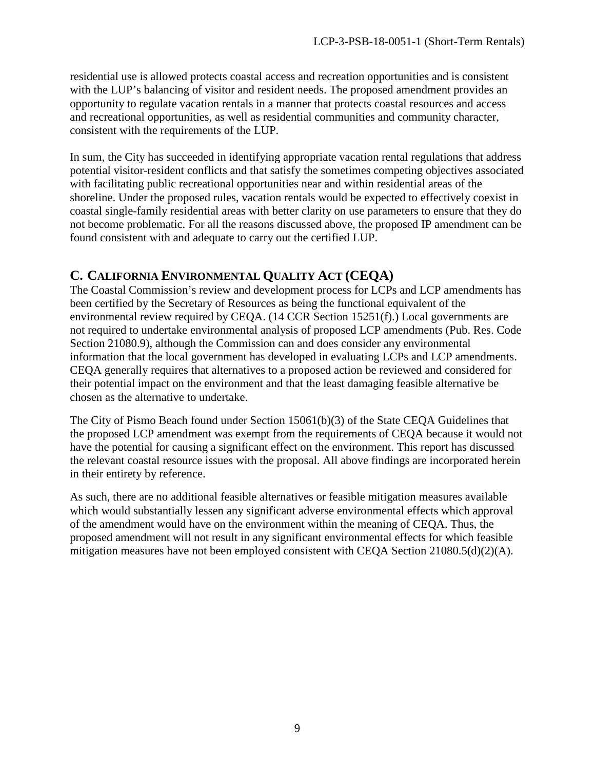residential use is allowed protects coastal access and recreation opportunities and is consistent with the LUP's balancing of visitor and resident needs. The proposed amendment provides an opportunity to regulate vacation rentals in a manner that protects coastal resources and access and recreational opportunities, as well as residential communities and community character, consistent with the requirements of the LUP.

In sum, the City has succeeded in identifying appropriate vacation rental regulations that address potential visitor-resident conflicts and that satisfy the sometimes competing objectives associated with facilitating public recreational opportunities near and within residential areas of the shoreline. Under the proposed rules, vacation rentals would be expected to effectively coexist in coastal single-family residential areas with better clarity on use parameters to ensure that they do not become problematic. For all the reasons discussed above, the proposed IP amendment can be found consistent with and adequate to carry out the certified LUP.

## C. CALIFORNIA ENVIRONMENTAL QUALITY ACT (CEQA)

The Coastal Commission's review and development process for LCPs and LCP amendments has been certified by the Secretary of Resources as being the functional equivalent of the environmental review required by CEQA. (14 CCR Section 15251(f).) Local governments are not required to undertake environmental analysis of proposed LCP amendments (Pub. Res. Code Section 21080.9), although the Commission can and does consider any environmental information that the local government has developed in evaluating LCPs and LCP amendments. CEQA generally requires that alternatives to a proposed action be reviewed and considered for their potential impact on the environment and that the least damaging feasible alternative be chosen as the alternative to undertake.

The City of Pismo Beach found under Section 15061(b)(3) of the State CEQA Guidelines that the proposed LCP amendment was exempt from the requirements of CEQA because it would not have the potential for causing a significant effect on the environment. This report has discussed the relevant coastal resource issues with the proposal. All above findings are incorporated herein in their entirety by reference.

As such, there are no additional feasible alternatives or feasible mitigation measures available which would substantially lessen any significant adverse environmental effects which approval of the amendment would have on the environment within the meaning of CEQA. Thus, the proposed amendment will not result in any significant environmental effects for which feasible mitigation measures have not been employed consistent with CEQA Section 21080.5(d)(2)(A).